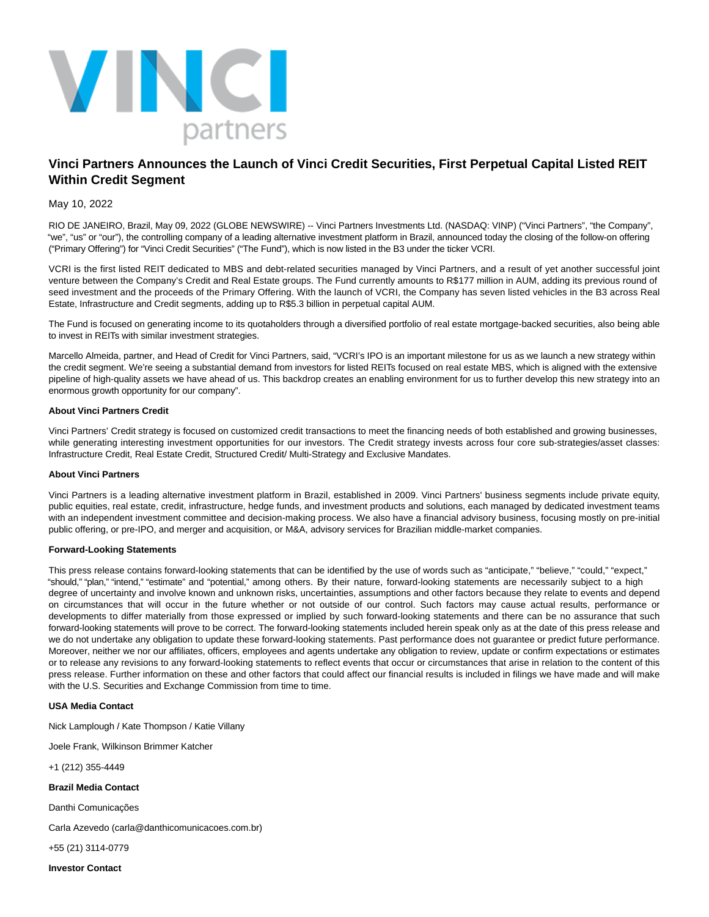# Vinci Partners Announces the Launch of Vinci Credit Securities, First Perpetual Capital Listed REIT Within Credit Segment

May 10, 2022

RIO DE JANEIRO, Brazil, May 09, 2022 (GLOBE NEWSWIRE) -- Vinci Partners Investments Ltd. (NASDAQ: VINP) ("Vinci Partners", "the Company", "we", "us" or "our"), the controlling company of a leading alternative investment platform in Brazil, announced today the closing of the follow-on offering ("Primary Offering") for "Vinci Credit Securities" ("The Fund"), which is now listed in the B3 under the ticker VCRI.

VCRI is the first listed REIT dedicated to MBS and debt-related securities managed by Vinci Partners, and a result of yet another successful joint venture between the Company's Credit and Real Estate groups. The Fund currently amounts to R$177 million in AUM, adding its previous round of seed investment and the proceeds of the Primary Offering. With the launch of VCRI, the Company has seven listed vehicles in the B3 across Real Estate, Infrastructure and Credit segments, adding up to R$5.3 billion in perpetual capital AUM.

The Fund is focused on generating income to its quotaholders through a diversified portfolio of real estate mortgage-backed securities, also being able to invest in REITs with similar investment strategies.

Marcello Almeida, partner, and Head of Credit for Vinci Partners, said, "VCRI's IPO is an important milestone for us as we launch a new strategy within the credit segment. We're seeing a substantial demand from investors for listed REITs focused on real estate MBS, which is aligned with the extensive pipeline of high-quality assets we have ahead of us. This backdrop creates an enabling environment for us to further develop this new strategy into an enormous growth opportunity for our company".

**About Vinci Partners Credit**

Vinci Partners' Credit strategy is focused on customized credit transactions to meet the financing needs of both established and growing businesses, while generating interesting investment opportunities for our investors. The Credit strategy invests across four core sub-strategies/asset classes: Infrastructure Credit, Real Estate Credit, Structured Credit/ Multi-Strategy and Exclusive Mandates.

**About Vinci Partners**

Vinci Partners is a leading alternative investment platform in Brazil, established in 2009. Vinci Partners' business segments include private equity, public equities, real estate, credit, infrastructure, hedge funds, and investment products and solutions, each managed by dedicated investment teams with an independent investment committee and decision-making process. We also have a financial advisory business, focusing mostly on pre-initial public offering, or pre-IPO, and merger and acquisition, or M&A, advisory services for Brazilian middle-market companies.

**Forward-Looking Statements**

This press release contains forward-looking statements that can be identified by the use of words such as "anticipate," "believe," "could," "expect," "should," "plan," "intend," "estimate" and "potential," among others. By their nature, forward-looking statements are necessarily subject to a high degree of uncertainty and involve known and unknown risks, uncertainties, assumptions and other factors because they relate to events and depend on circumstances that will occur in the future whether or not outside of our control. Such factors may cause actual results, performance or developments to differ materially from those expressed or implied by such forward-looking statements and there can be no assurance that such forward-looking statements will prove to be correct. The forward-looking statements included herein speak only as at the date of this press release and we do not undertake any obligation to update these forward-looking statements. Past performance does not guarantee or predict future performance. Moreover, neither we nor our affiliates, officers, employees and agents undertake any obligation to review, update or confirm expectations or estimates or to release any revisions to any forward-looking statements to reflect events that occur or circumstances that arise in relation to the content of this press release. Further information on these and other factors that could affect our financial results is included in filings we have made and will make with the U.S. Securities and Exchange Commission from time to time.

**USA Media Contact**

Nick Lamplough / Kate Thompson / Katie Villany

Joele Frank, Wilkinson Brimmer Katcher

+1 (212) 355-4449

**Brazil Media Contact**

Danthi Comunicações

Carla Azevedo (carla@danthicomunicacoes.com.br)

+55 (21) 3114-0779

**Investor Contact**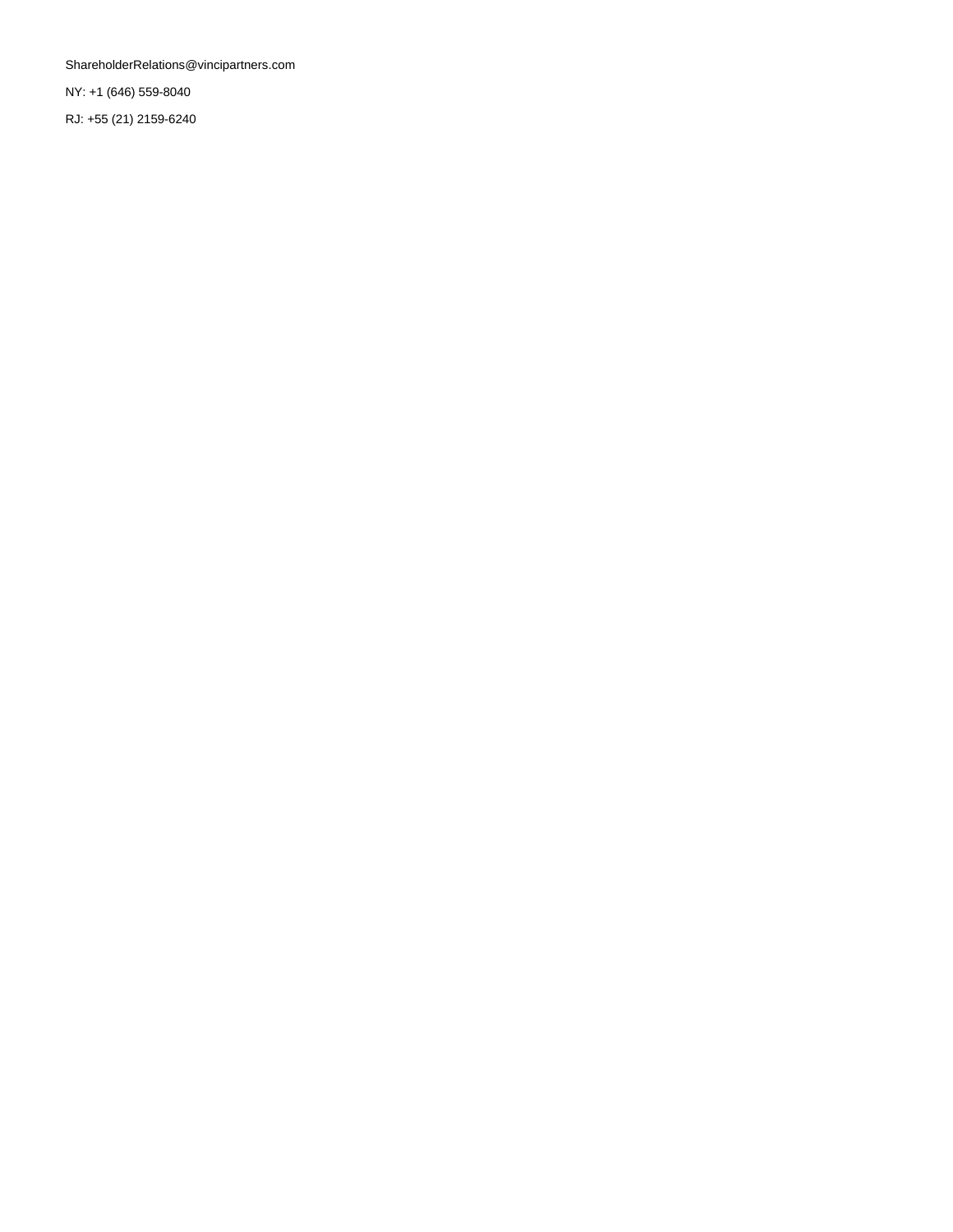ShareholderRelations@vincipartners.com

NY: +1 (646) 559-8040

RJ: +55 (21) 2159-6240